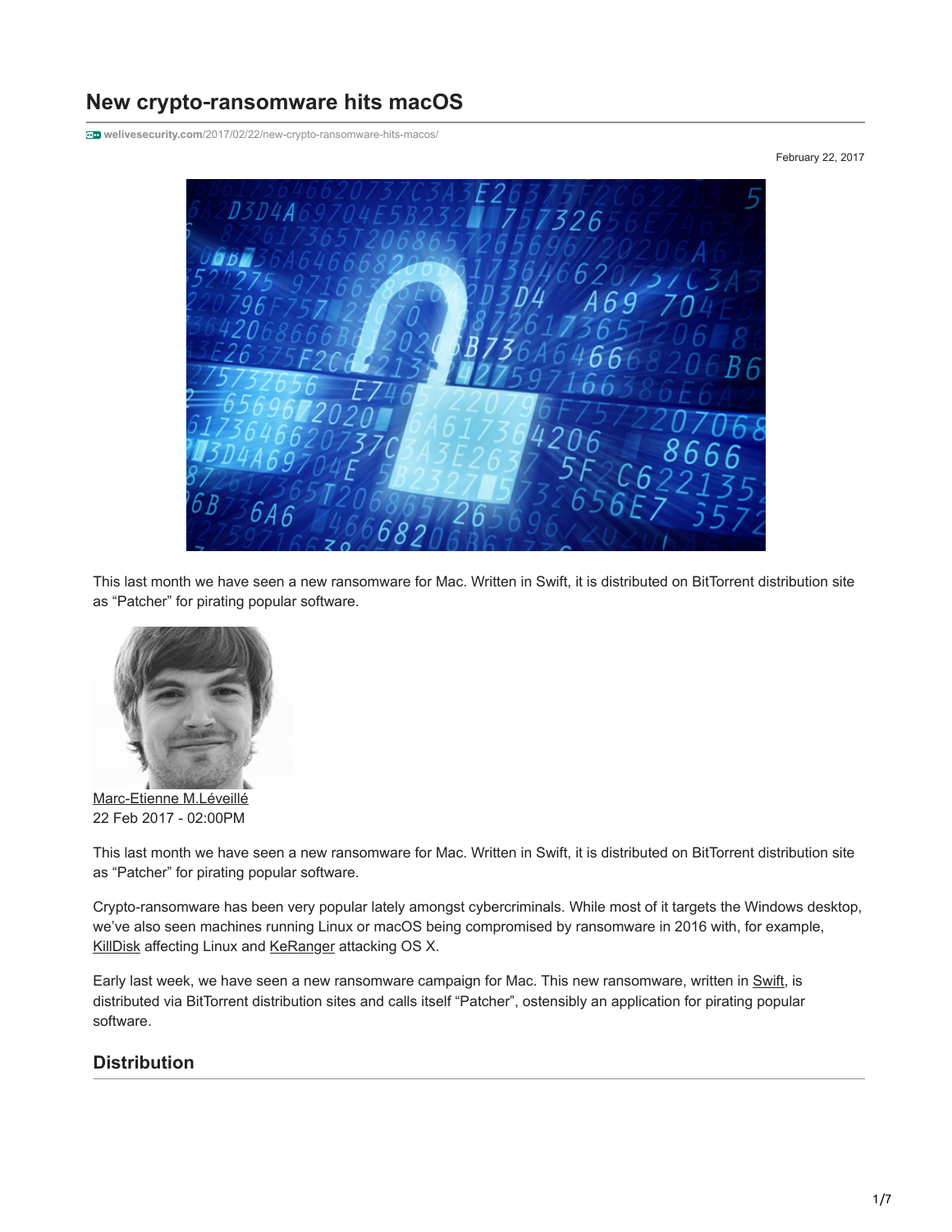# New crypto-ransomware hits macOS

welivesecurity.com/2017/02/22/new-crypto-ransomware-hits-macos/

February 22, 2017

This last month we have seen a new ransomware for Mac. Written in Swift, it is distributed on BitTorrent distribution site as "Patcher" for pirating popular software.

Marc-Etienne M.Léveillé
22 Feb 2017 - 02:00PM

This last month we have seen a new ransomware for Mac. Written in Swift, it is distributed on BitTorrent distribution site as "Patcher" for pirating popular software.

Crypto-ransomware has been very popular lately amongst cybercriminals. While most of it targets the Windows desktop, we've also seen machines running Linux or macOS being compromised by ransomware in 2016 with, for example, KillDisk affecting Linux and KeRanger attacking OS X.

Early last week, we have seen a new ransomware campaign for Mac. This new ransomware, written in Swift, is distributed via BitTorrent distribution sites and calls itself "Patcher", ostensibly an application for pirating popular software.

## Distribution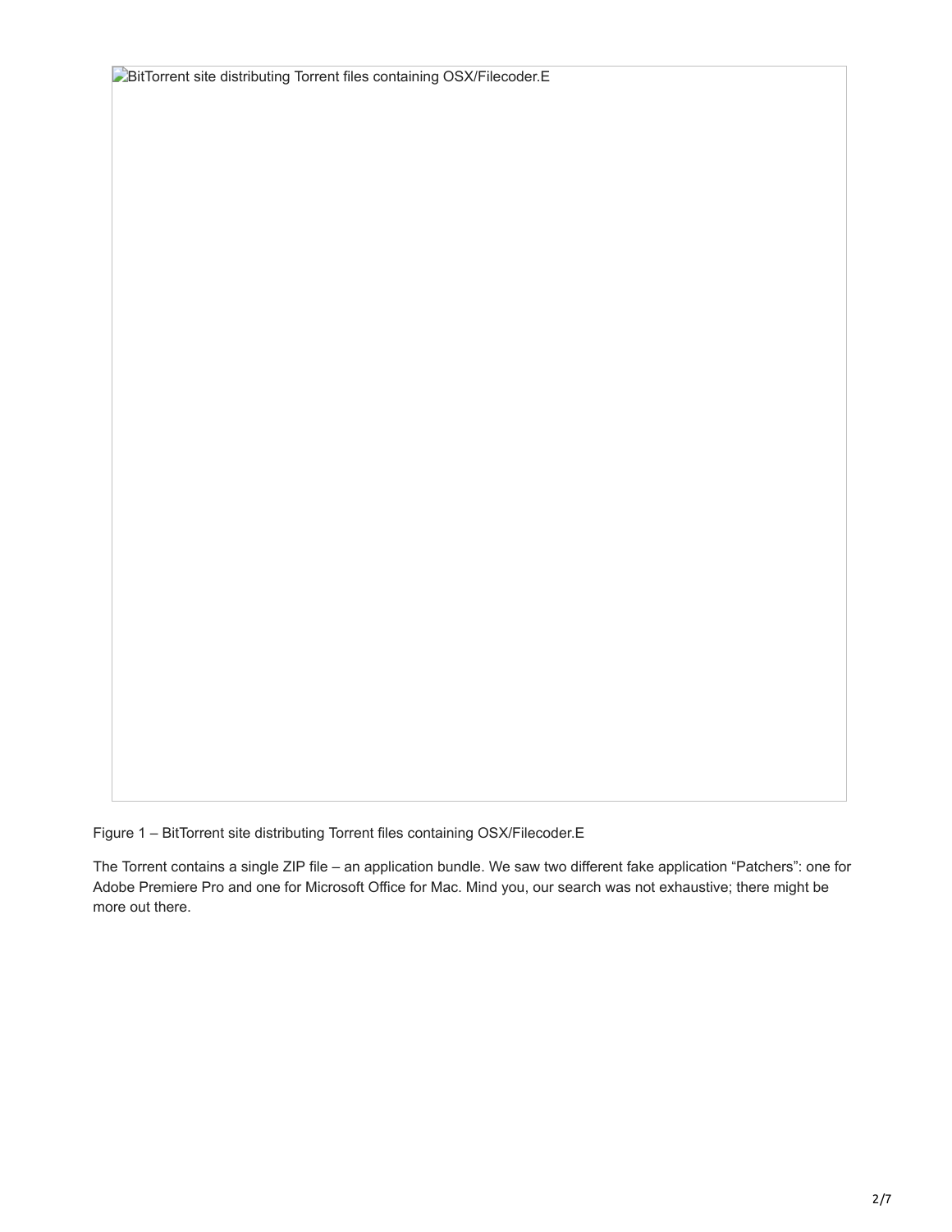BitTorrent site distributing Torrent files containing OSX/Filecoder.E

Figure 1 – BitTorrent site distributing Torrent files containing OSX/Filecoder.E

The Torrent contains a single ZIP file – an application bundle. We saw two different fake application “Patchers”: one for Adobe Premiere Pro and one for Microsoft Office for Mac. Mind you, our search was not exhaustive; there might be more out there.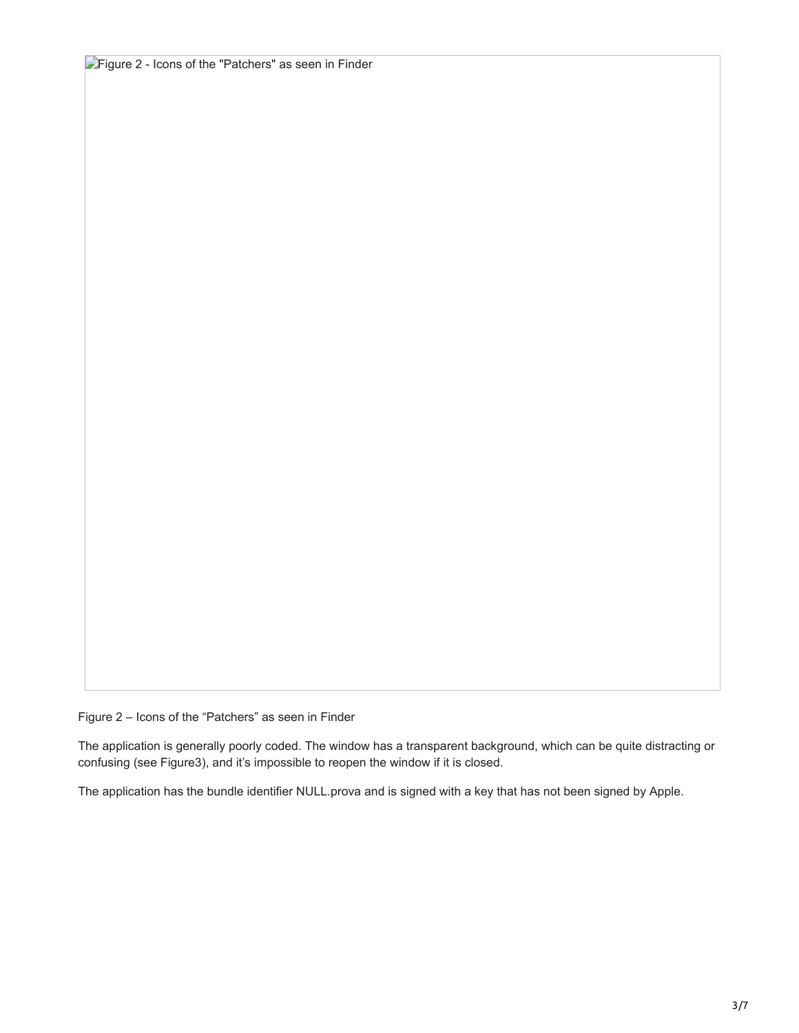Figure 2 – Icons of the “Patchers” as seen in Finder

The application is generally poorly coded. The window has a transparent background, which can be quite distracting or confusing (see Figure3), and it’s impossible to reopen the window if it is closed.

The application has the bundle identifier NULL.prova and is signed with a key that has not been signed by Apple.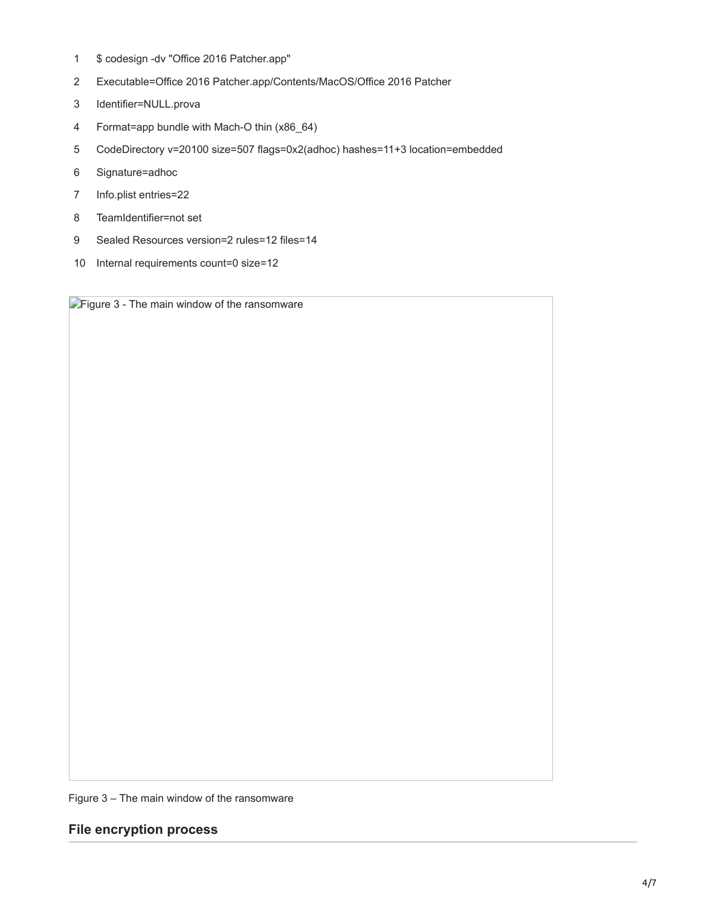```
$ codesign -dv "Office 2016 Patcher.app"
Executable=Office 2016 Patcher.app/Contents/MacOS/Office 2016 Patcher
Identifier=NULL.prova
Format=app bundle with Mach-O thin (x86_64)
CodeDirectory v=20100 size=507 flags=0x2(adhoc) hashes=11+3 location=embedded
Signature=adhoc
Info.plist entries=22
TeamIdentifier=not set
Sealed Resources version=2 rules=12 files=14
Internal requirements count=0 size=12
```

Figure 3 – The main window of the ransomware

## File encryption process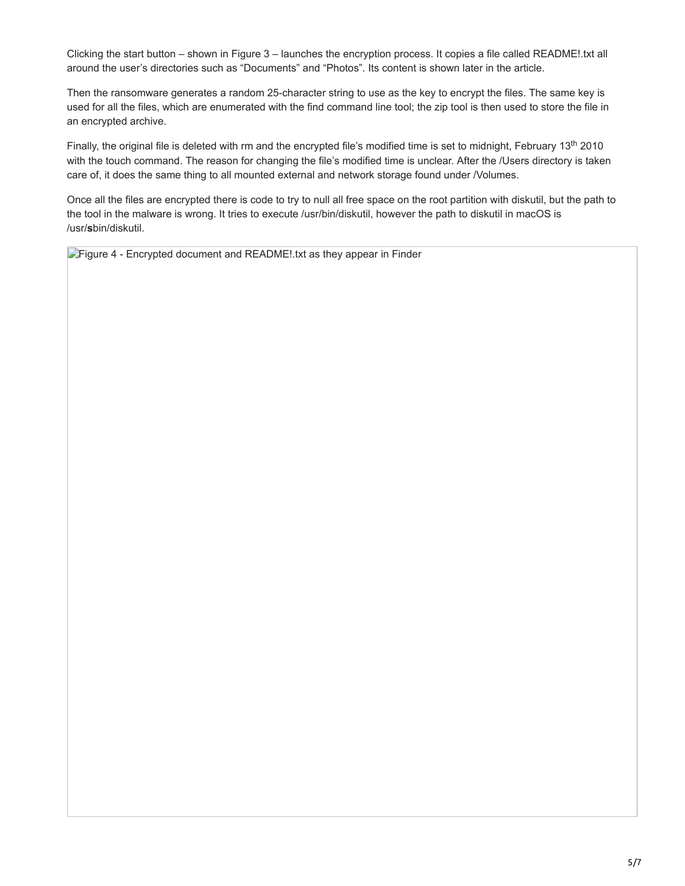Clicking the start button – shown in Figure 3 – launches the encryption process. It copies a file called README!.txt all around the user's directories such as "Documents" and "Photos". Its content is shown later in the article.

Then the ransomware generates a random 25-character string to use as the key to encrypt the files. The same key is used for all the files, which are enumerated with the find command line tool; the zip tool is then used to store the file in an encrypted archive.

Finally, the original file is deleted with rm and the encrypted file's modified time is set to midnight, February 13th 2010 with the touch command. The reason for changing the file's modified time is unclear. After the /Users directory is taken care of, it does the same thing to all mounted external and network storage found under /Volumes.

Once all the files are encrypted there is code to try to null all free space on the root partition with diskutil, but the path to the tool in the malware is wrong. It tries to execute /usr/bin/diskutil, however the path to diskutil in macOS is /usr/**s**bin/diskutil.

Figure 4 - Encrypted document and README!.txt as they appear in Finder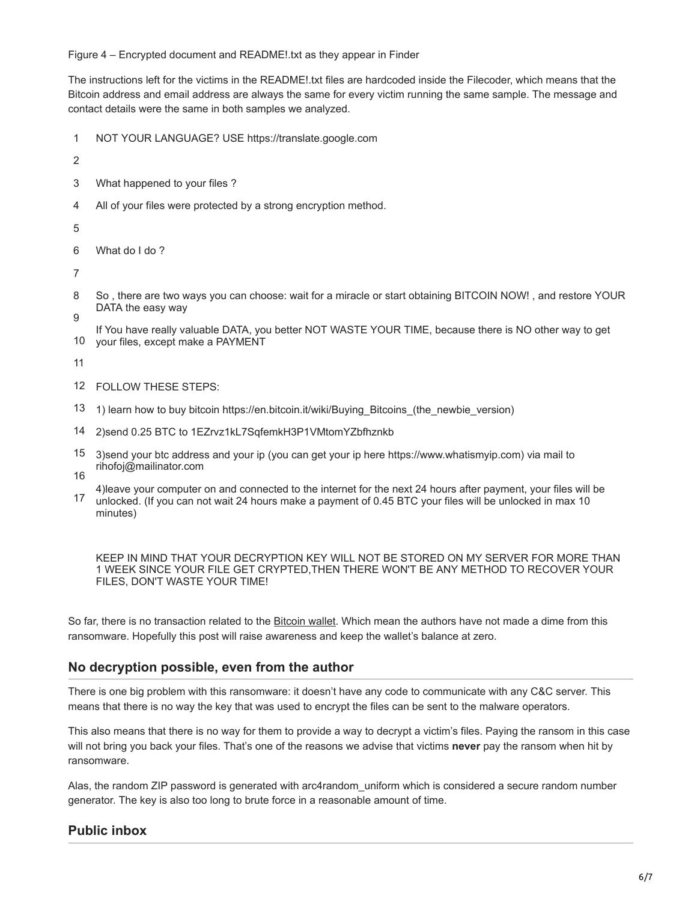Figure 4 – Encrypted document and README!.txt as they appear in Finder

The instructions left for the victims in the README!.txt files are hardcoded inside the Filecoder, which means that the Bitcoin address and email address are always the same for every victim running the same sample. The message and contact details were the same in both samples we analyzed.

```
1   NOT YOUR LANGUAGE? USE https://translate.google.com
2
3   What happened to your files ?
4   All of your files were protected by a strong encryption method.
5
6   What do I do ?
7
8   So , there are two ways you can choose: wait for a miracle or start obtaining BITCOIN NOW! , and restore YOUR
9   DATA the easy way
    If You have really valuable DATA, you better NOT WASTE YOUR TIME, because there is NO other way to get
10  your files, except make a PAYMENT
11
12  FOLLOW THESE STEPS:
13  1) learn how to buy bitcoin https://en.bitcoin.it/wiki/Buying_Bitcoins_(the_newbie_version)
14  2)send 0.25 BTC to 1EZrvz1kL7SqfemkH3P1VMtomYZbfhznkb
15  3)send your btc address and your ip (you can get your ip here https://www.whatismyip.com) via mail to
16  rihofoj@mailinator.com
    4)leave your computer on and connected to the internet for the next 24 hours after payment, your files will be
17  unlocked. (If you can not wait 24 hours make a payment of 0.45 BTC your files will be unlocked in max 10
    minutes)

    KEEP IN MIND THAT YOUR DECRYPTION KEY WILL NOT BE STORED ON MY SERVER FOR MORE THAN
    1 WEEK SINCE YOUR FILE GET CRYPTED,THEN THERE WON'T BE ANY METHOD TO RECOVER YOUR
    FILES, DON'T WASTE YOUR TIME!
```

So far, there is no transaction related to the Bitcoin wallet. Which mean the authors have not made a dime from this ransomware. Hopefully this post will raise awareness and keep the wallet's balance at zero.

## No decryption possible, even from the author

There is one big problem with this ransomware: it doesn't have any code to communicate with any C&C server. This means that there is no way the key that was used to encrypt the files can be sent to the malware operators.

This also means that there is no way for them to provide a way to decrypt a victim's files. Paying the ransom in this case will not bring you back your files. That's one of the reasons we advise that victims **never** pay the ransom when hit by ransomware.

Alas, the random ZIP password is generated with arc4random_uniform which is considered a secure random number generator. The key is also too long to brute force in a reasonable amount of time.

## Public inbox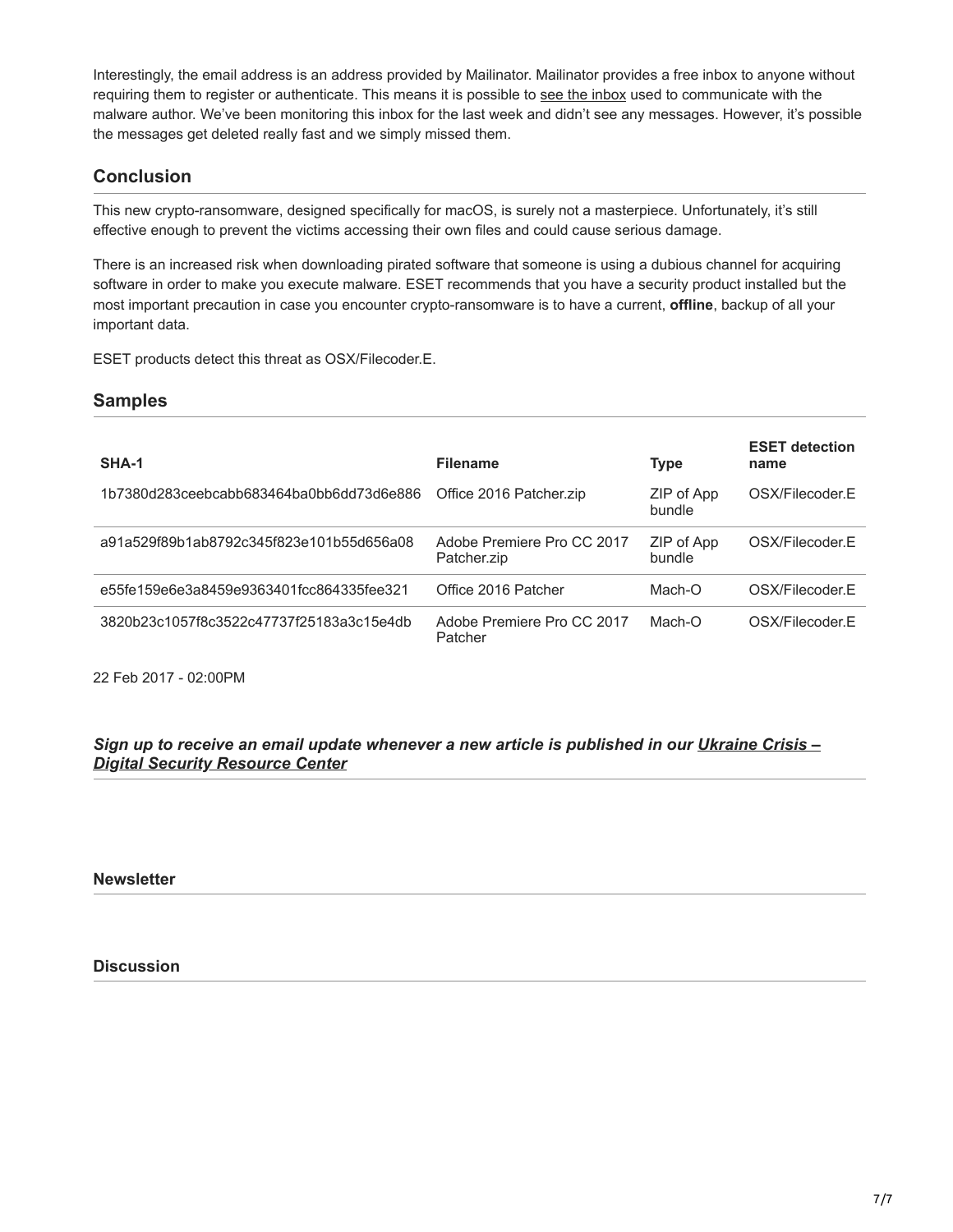Interestingly, the email address is an address provided by Mailinator. Mailinator provides a free inbox to anyone without requiring them to register or authenticate. This means it is possible to see the inbox used to communicate with the malware author. We've been monitoring this inbox for the last week and didn't see any messages. However, it's possible the messages get deleted really fast and we simply missed them.

## Conclusion

This new crypto-ransomware, designed specifically for macOS, is surely not a masterpiece. Unfortunately, it's still effective enough to prevent the victims accessing their own files and could cause serious damage.

There is an increased risk when downloading pirated software that someone is using a dubious channel for acquiring software in order to make you execute malware. ESET recommends that you have a security product installed but the most important precaution in case you encounter crypto-ransomware is to have a current, **offline**, backup of all your important data.

ESET products detect this threat as OSX/Filecoder.E.

## Samples

| SHA-1 | Filename | Type | ESET detection name |
|---|---|---|---|
| 1b7380d283ceebcabb683464ba0bb6dd73d6e886 | Office 2016 Patcher.zip | ZIP of App bundle | OSX/Filecoder.E |
| a91a529f89b1ab8792c345f823e101b55d656a08 | Adobe Premiere Pro CC 2017 Patcher.zip | ZIP of App bundle | OSX/Filecoder.E |
| e55fe159e6e3a8459e9363401fcc864335fee321 | Office 2016 Patcher | Mach-O | OSX/Filecoder.E |
| 3820b23c1057f8c3522c47737f25183a3c15e4db | Adobe Premiere Pro CC 2017 Patcher | Mach-O | OSX/Filecoder.E |

22 Feb 2017 - 02:00PM

***Sign up to receive an email update whenever a new article is published in our Ukraine Crisis – Digital Security Resource Center***

**Newsletter**

**Discussion**